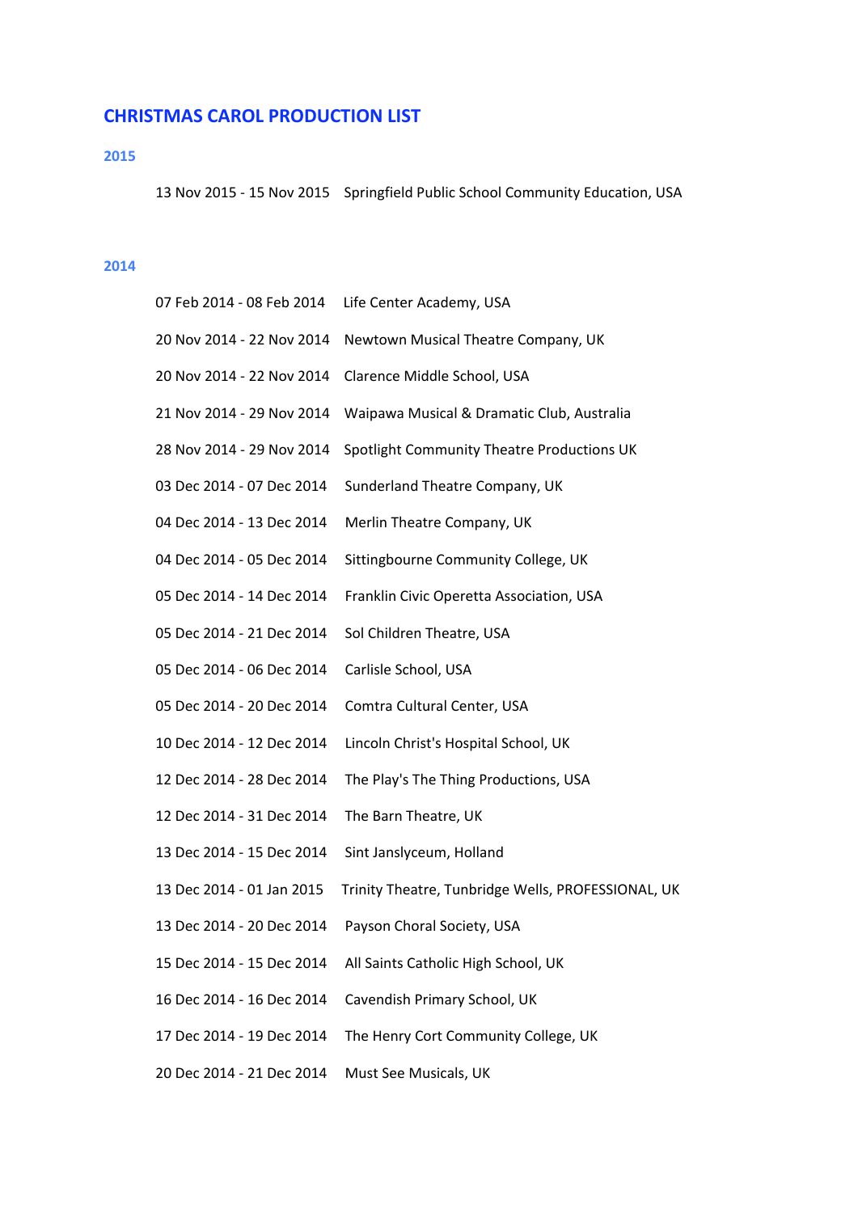# CHRISTMAS CAROL PRODUCTION LIST

## 2015

13 Nov 2015 - 15 Nov 2015 Springfield Public School Community Education, USA

## 2014

07 Feb 2014 - 08 Feb 2014 Life Center Academy, USA

20 Nov 2014 - 22 Nov 2014 Newtown Musical Theatre Company, UK

20 Nov 2014 - 22 Nov 2014 Clarence Middle School, USA

21 Nov 2014 - 29 Nov 2014 Waipawa Musical & Dramatic Club, Australia

28 Nov 2014 - 29 Nov 2014 Spotlight Community Theatre Productions UK

03 Dec 2014 - 07 Dec 2014 Sunderland Theatre Company, UK

04 Dec 2014 - 13 Dec 2014 Merlin Theatre Company, UK

04 Dec 2014 - 05 Dec 2014 Sittingbourne Community College, UK

05 Dec 2014 - 14 Dec 2014 Franklin Civic Operetta Association, USA

05 Dec 2014 - 21 Dec 2014 Sol Children Theatre, USA

05 Dec 2014 - 06 Dec 2014 Carlisle School, USA

05 Dec 2014 - 20 Dec 2014 Comtra Cultural Center, USA

10 Dec 2014 - 12 Dec 2014 Lincoln Christ's Hospital School, UK

12 Dec 2014 - 28 Dec 2014 The Play's The Thing Productions, USA

12 Dec 2014 - 31 Dec 2014 The Barn Theatre, UK

13 Dec 2014 - 15 Dec 2014 Sint Janslyceum, Holland

13 Dec 2014 - 01 Jan 2015 Trinity Theatre, Tunbridge Wells, PROFESSIONAL, UK

13 Dec 2014 - 20 Dec 2014 Payson Choral Society, USA

15 Dec 2014 - 15 Dec 2014 All Saints Catholic High School, UK

16 Dec 2014 - 16 Dec 2014 Cavendish Primary School, UK

17 Dec 2014 - 19 Dec 2014 The Henry Cort Community College, UK

20 Dec 2014 - 21 Dec 2014 Must See Musicals, UK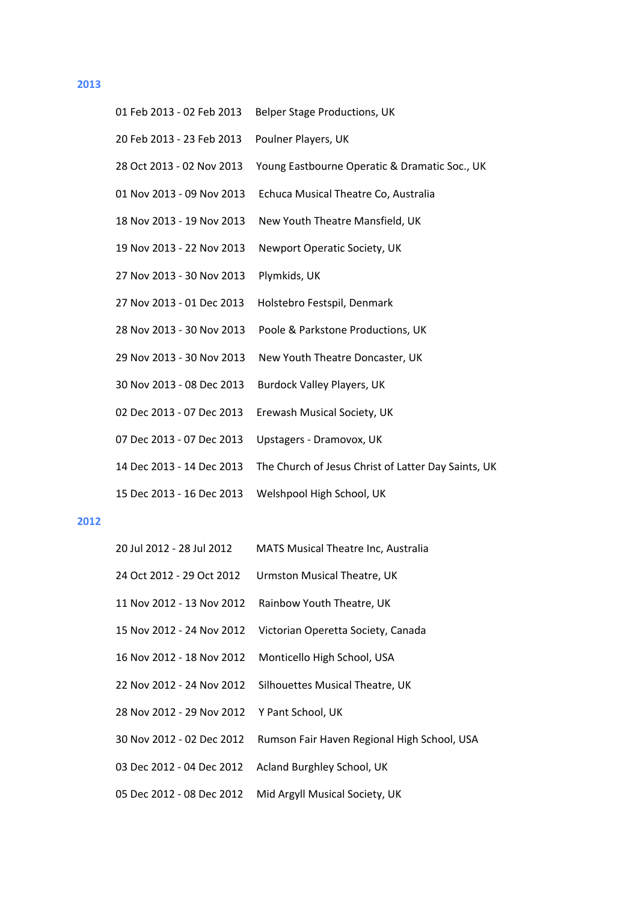## 2013

| | |
|---|---|
| 01 Feb 2013 - 02 Feb 2013 | Belper Stage Productions, UK |
| 20 Feb 2013 - 23 Feb 2013 | Poulner Players, UK |
| 28 Oct 2013 - 02 Nov 2013 | Young Eastbourne Operatic & Dramatic Soc., UK |
| 01 Nov 2013 - 09 Nov 2013 | Echuca Musical Theatre Co, Australia |
| 18 Nov 2013 - 19 Nov 2013 | New Youth Theatre Mansfield, UK |
| 19 Nov 2013 - 22 Nov 2013 | Newport Operatic Society, UK |
| 27 Nov 2013 - 30 Nov 2013 | Plymkids, UK |
| 27 Nov 2013 - 01 Dec 2013 | Holstebro Festspil, Denmark |
| 28 Nov 2013 - 30 Nov 2013 | Poole & Parkstone Productions, UK |
| 29 Nov 2013 - 30 Nov 2013 | New Youth Theatre Doncaster, UK |
| 30 Nov 2013 - 08 Dec 2013 | Burdock Valley Players, UK |
| 02 Dec 2013 - 07 Dec 2013 | Erewash Musical Society, UK |
| 07 Dec 2013 - 07 Dec 2013 | Upstagers - Dramovox, UK |
| 14 Dec 2013 - 14 Dec 2013 | The Church of Jesus Christ of Latter Day Saints, UK |
| 15 Dec 2013 - 16 Dec 2013 | Welshpool High School, UK |

## 2012

| | |
|---|---|
| 20 Jul 2012 - 28 Jul 2012 | MATS Musical Theatre Inc, Australia |
| 24 Oct 2012 - 29 Oct 2012 | Urmston Musical Theatre, UK |
| 11 Nov 2012 - 13 Nov 2012 | Rainbow Youth Theatre, UK |
| 15 Nov 2012 - 24 Nov 2012 | Victorian Operetta Society, Canada |
| 16 Nov 2012 - 18 Nov 2012 | Monticello High School, USA |
| 22 Nov 2012 - 24 Nov 2012 | Silhouettes Musical Theatre, UK |
| 28 Nov 2012 - 29 Nov 2012 | Y Pant School, UK |
| 30 Nov 2012 - 02 Dec 2012 | Rumson Fair Haven Regional High School, USA |
| 03 Dec 2012 - 04 Dec 2012 | Acland Burghley School, UK |
| 05 Dec 2012 - 08 Dec 2012 | Mid Argyll Musical Society, UK |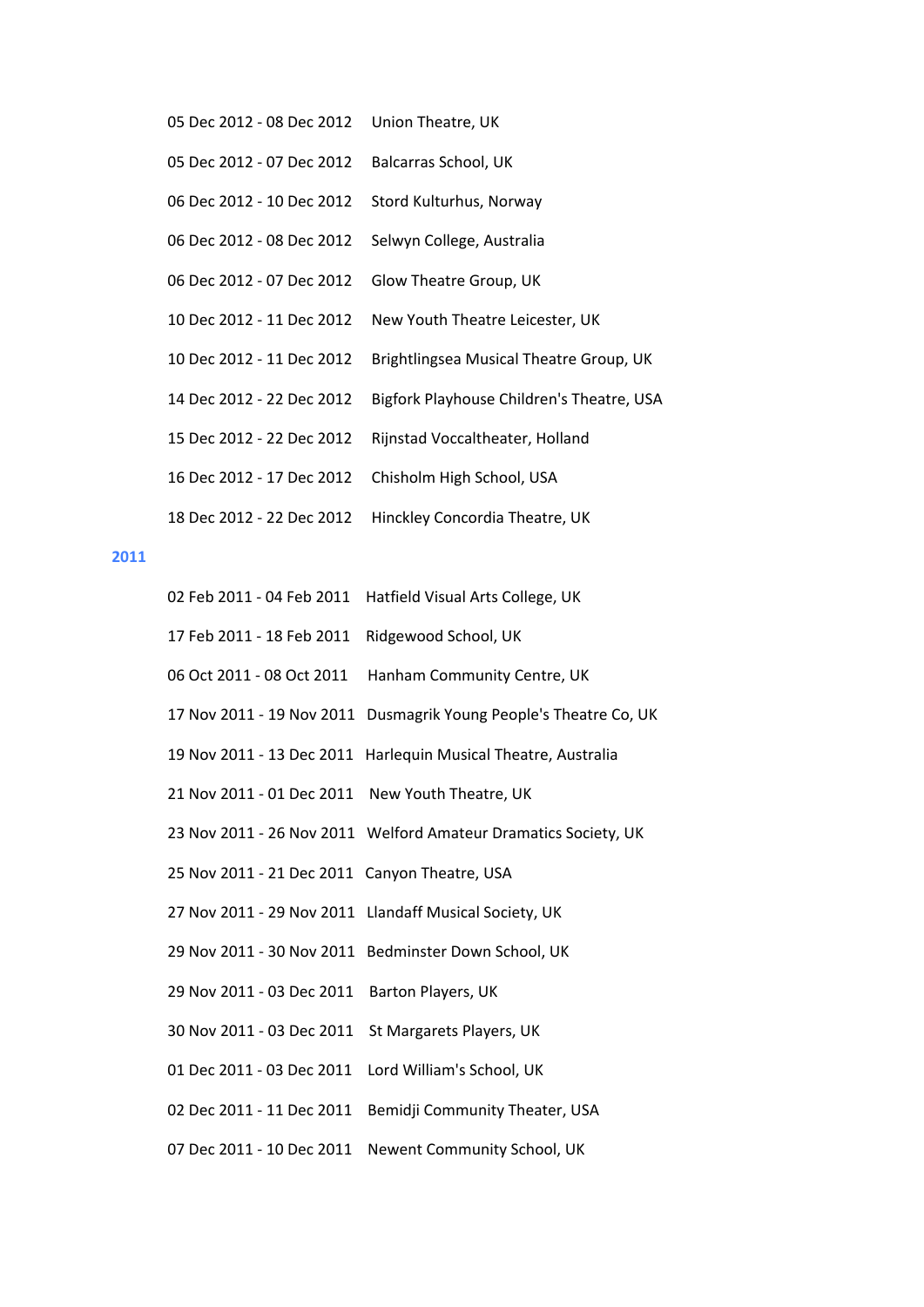05 Dec 2012 - 08 Dec 2012 Union Theatre, UK

05 Dec 2012 - 07 Dec 2012 Balcarras School, UK

06 Dec 2012 - 10 Dec 2012 Stord Kulturhus, Norway

06 Dec 2012 - 08 Dec 2012 Selwyn College, Australia

06 Dec 2012 - 07 Dec 2012 Glow Theatre Group, UK

10 Dec 2012 - 11 Dec 2012 New Youth Theatre Leicester, UK

10 Dec 2012 - 11 Dec 2012 Brightlingsea Musical Theatre Group, UK

14 Dec 2012 - 22 Dec 2012 Bigfork Playhouse Children's Theatre, USA

15 Dec 2012 - 22 Dec 2012 Rijnstad Voccaltheater, Holland

16 Dec 2012 - 17 Dec 2012 Chisholm High School, USA

18 Dec 2012 - 22 Dec 2012 Hinckley Concordia Theatre, UK

## 2011

02 Feb 2011 - 04 Feb 2011 Hatfield Visual Arts College, UK

17 Feb 2011 - 18 Feb 2011 Ridgewood School, UK

06 Oct 2011 - 08 Oct 2011 Hanham Community Centre, UK

17 Nov 2011 - 19 Nov 2011 Dusmagrik Young People's Theatre Co, UK

19 Nov 2011 - 13 Dec 2011 Harlequin Musical Theatre, Australia

21 Nov 2011 - 01 Dec 2011 New Youth Theatre, UK

23 Nov 2011 - 26 Nov 2011 Welford Amateur Dramatics Society, UK

25 Nov 2011 - 21 Dec 2011 Canyon Theatre, USA

27 Nov 2011 - 29 Nov 2011 Llandaff Musical Society, UK

29 Nov 2011 - 30 Nov 2011 Bedminster Down School, UK

29 Nov 2011 - 03 Dec 2011 Barton Players, UK

30 Nov 2011 - 03 Dec 2011 St Margarets Players, UK

01 Dec 2011 - 03 Dec 2011 Lord William's School, UK

02 Dec 2011 - 11 Dec 2011 Bemidji Community Theater, USA

07 Dec 2011 - 10 Dec 2011 Newent Community School, UK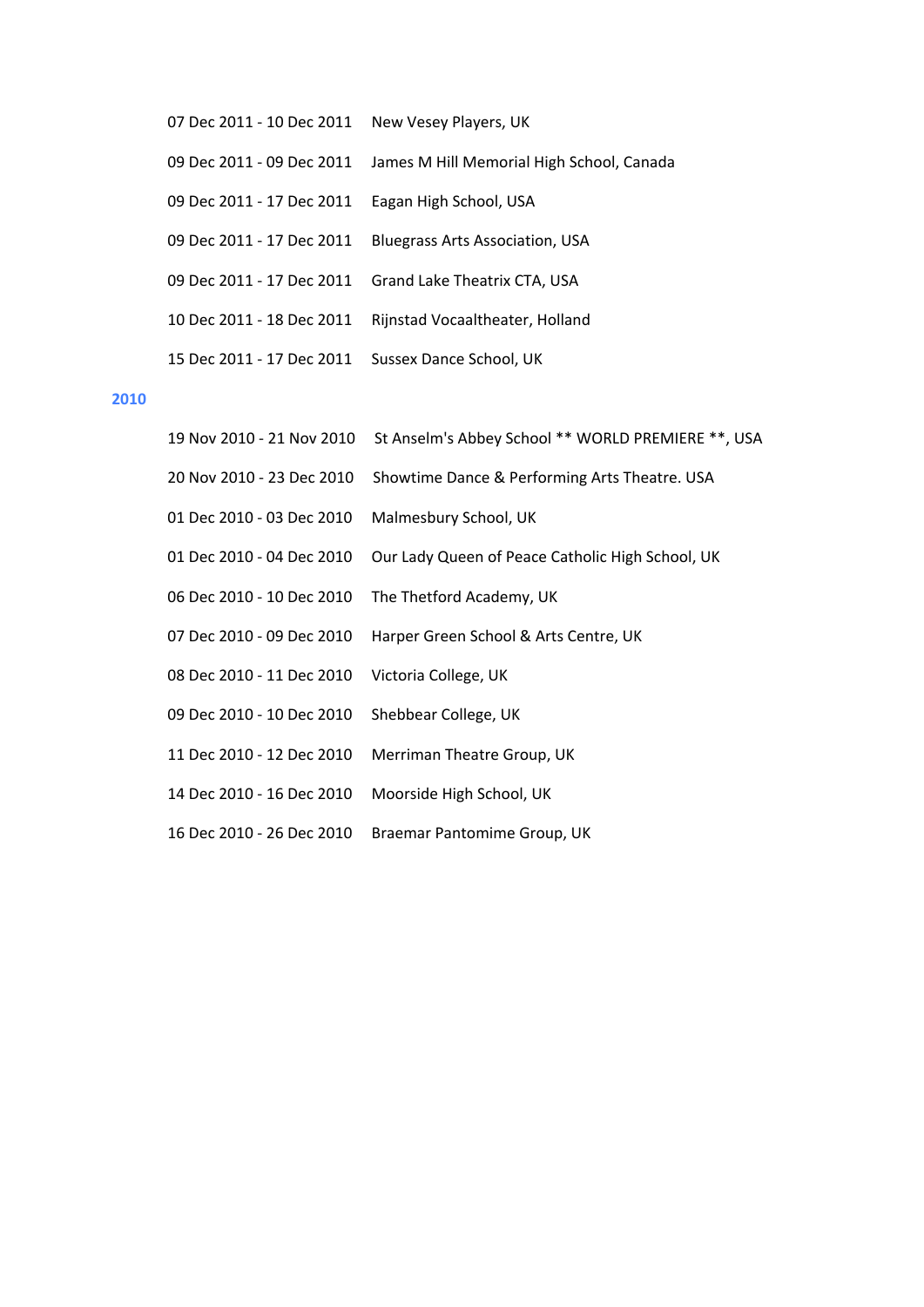| | |
|---|---|
| 07 Dec 2011 - 10 Dec 2011 | New Vesey Players, UK |
| 09 Dec 2011 - 09 Dec 2011 | James M Hill Memorial High School, Canada |
| 09 Dec 2011 - 17 Dec 2011 | Eagan High School, USA |
| 09 Dec 2011 - 17 Dec 2011 | Bluegrass Arts Association, USA |
| 09 Dec 2011 - 17 Dec 2011 | Grand Lake Theatrix CTA, USA |
| 10 Dec 2011 - 18 Dec 2011 | Rijnstad Vocaaltheater, Holland |
| 15 Dec 2011 - 17 Dec 2011 | Sussex Dance School, UK |

**2010**

| | |
|---|---|
| 19 Nov 2010 - 21 Nov 2010 | St Anselm's Abbey School ** WORLD PREMIERE **, USA |
| 20 Nov 2010 - 23 Dec 2010 | Showtime Dance & Performing Arts Theatre. USA |
| 01 Dec 2010 - 03 Dec 2010 | Malmesbury School, UK |
| 01 Dec 2010 - 04 Dec 2010 | Our Lady Queen of Peace Catholic High School, UK |
| 06 Dec 2010 - 10 Dec 2010 | The Thetford Academy, UK |
| 07 Dec 2010 - 09 Dec 2010 | Harper Green School & Arts Centre, UK |
| 08 Dec 2010 - 11 Dec 2010 | Victoria College, UK |
| 09 Dec 2010 - 10 Dec 2010 | Shebbear College, UK |
| 11 Dec 2010 - 12 Dec 2010 | Merriman Theatre Group, UK |
| 14 Dec 2010 - 16 Dec 2010 | Moorside High School, UK |
| 16 Dec 2010 - 26 Dec 2010 | Braemar Pantomime Group, UK |